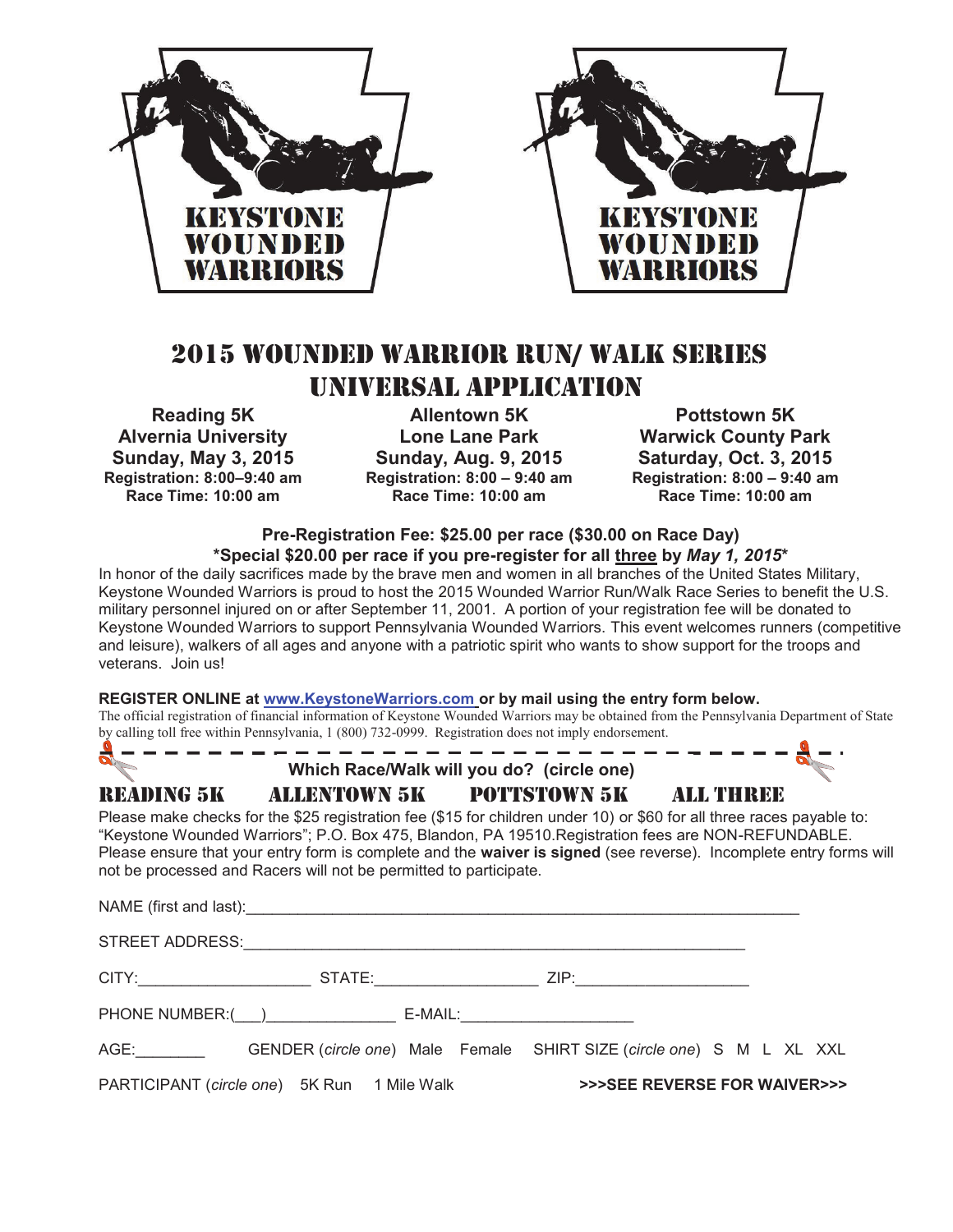KEYSTONE WOUNDED WARRIORS

KEYSTONE WOUNDED WARRIORS

# 2015 WOUNDED WARRIOR RUN/ WALK SERIES UNIVERSAL APPLICATION

| Reading 5K | Allentown 5K | Pottstown 5K |
|---|---|---|
| Alvernia University | Lone Lane Park | Warwick County Park |
| Sunday, May 3, 2015 | Sunday, Aug. 9, 2015 | Saturday, Oct. 3, 2015 |
| Registration: 8:00–9:40 am | Registration: 8:00 – 9:40 am | Registration: 8:00 – 9:40 am |
| Race Time: 10:00 am | Race Time: 10:00 am | Race Time: 10:00 am |

**Pre-Registration Fee: $25.00 per race ($30.00 on Race Day)**

**\*Special $20.00 per race if you pre-register for all three by *May 1, 2015*\***

In honor of the daily sacrifices made by the brave men and women in all branches of the United States Military, Keystone Wounded Warriors is proud to host the 2015 Wounded Warrior Run/Walk Race Series to benefit the U.S. military personnel injured on or after September 11, 2001. A portion of your registration fee will be donated to Keystone Wounded Warriors to support Pennsylvania Wounded Warriors. This event welcomes runners (competitive and leisure), walkers of all ages and anyone with a patriotic spirit who wants to show support for the troops and veterans. Join us!

**REGISTER ONLINE at www.KeystoneWarriors.com or by mail using the entry form below.**

The official registration of financial information of Keystone Wounded Warriors may be obtained from the Pennsylvania Department of State by calling toll free within Pennsylvania, 1 (800) 732-0999. Registration does not imply endorsement.

---

**Which Race/Walk will you do? (circle one)**

READING 5K ALLENTOWN 5K POTTSTOWN 5K ALL THREE

Please make checks for the $25 registration fee ($15 for children under 10) or $60 for all three races payable to: "Keystone Wounded Warriors"; P.O. Box 475, Blandon, PA 19510.Registration fees are NON-REFUNDABLE. Please ensure that your entry form is complete and the **waiver is signed** (see reverse). Incomplete entry forms will not be processed and Racers will not be permitted to participate.

NAME (first and last):_______________________________________________

STREET ADDRESS:_______________________________________________

CITY:____________________ STATE:__________________ ZIP:___________________

PHONE NUMBER:(___)_______________ E-MAIL:____________________

AGE:________ GENDER (*circle one*) Male Female SHIRT SIZE (*circle one*) S M L XL XXL

PARTICIPANT (*circle one*) 5K Run 1 Mile Walk **>>>SEE REVERSE FOR WAIVER>>>**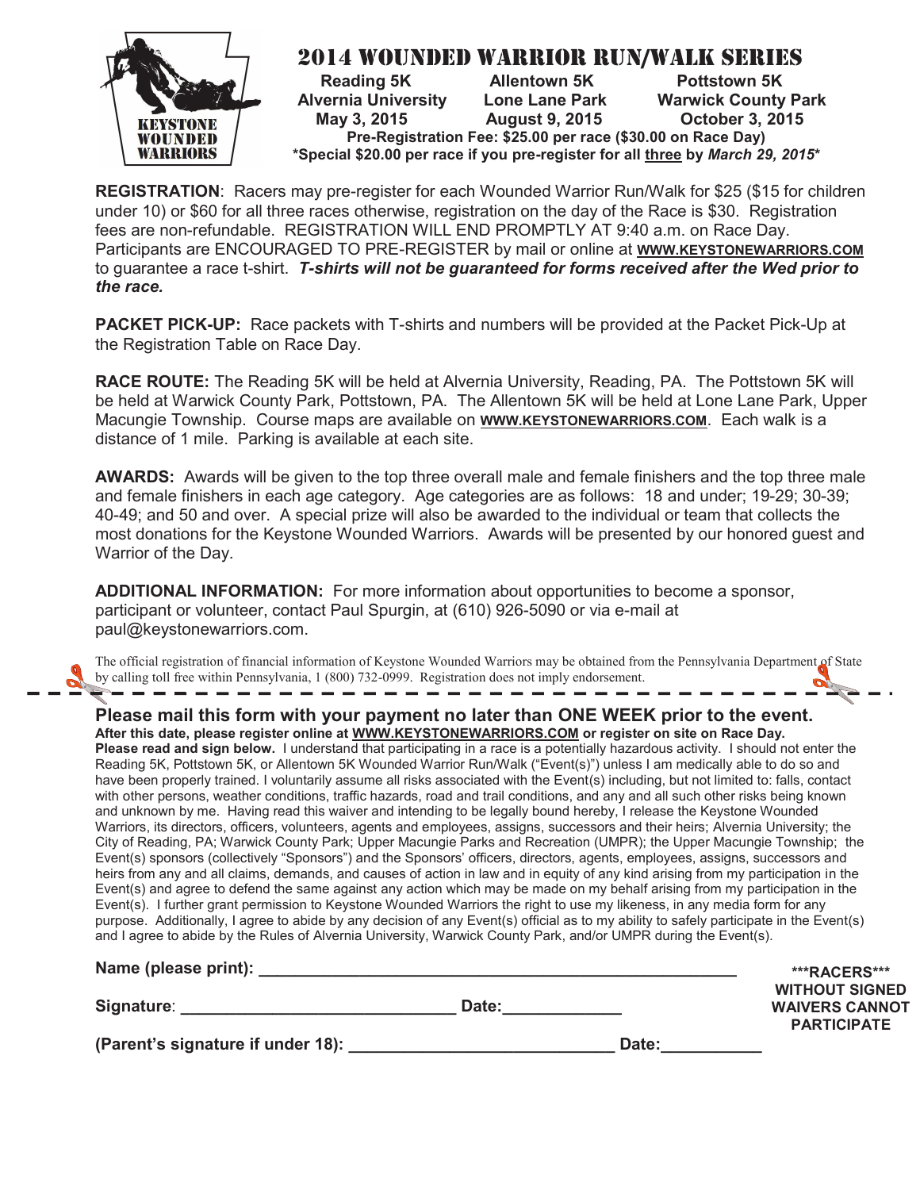# 2014 WOUNDED WARRIOR RUN/WALK SERIES

| Reading 5K | Allentown 5K | Pottstown 5K |
|---|---|---|
| Alvernia University | Lone Lane Park | Warwick County Park |
| May 3, 2015 | August 9, 2015 | October 3, 2015 |

**Pre-Registration Fee: $25.00 per race ($30.00 on Race Day)**

**\*Special $20.00 per race if you pre-register for all three by *March 29, 2015*\***

**REGISTRATION**: Racers may pre-register for each Wounded Warrior Run/Walk for $25 ($15 for children under 10) or $60 for all three races otherwise, registration on the day of the Race is $30. Registration fees are non-refundable. REGISTRATION WILL END PROMPTLY AT 9:40 a.m. on Race Day. Participants are ENCOURAGED TO PRE-REGISTER by mail or online at **WWW.KEYSTONEWARRIORS.COM** to guarantee a race t-shirt. ***T-shirts will not be guaranteed for forms received after the Wed prior to the race.***

**PACKET PICK-UP:** Race packets with T-shirts and numbers will be provided at the Packet Pick-Up at the Registration Table on Race Day.

**RACE ROUTE:** The Reading 5K will be held at Alvernia University, Reading, PA. The Pottstown 5K will be held at Warwick County Park, Pottstown, PA. The Allentown 5K will be held at Lone Lane Park, Upper Macungie Township. Course maps are available on **WWW.KEYSTONEWARRIORS.COM**. Each walk is a distance of 1 mile. Parking is available at each site.

**AWARDS:** Awards will be given to the top three overall male and female finishers and the top three male and female finishers in each age category. Age categories are as follows: 18 and under; 19-29; 30-39; 40-49; and 50 and over. A special prize will also be awarded to the individual or team that collects the most donations for the Keystone Wounded Warriors. Awards will be presented by our honored guest and Warrior of the Day.

**ADDITIONAL INFORMATION:** For more information about opportunities to become a sponsor, participant or volunteer, contact Paul Spurgin, at (610) 926-5090 or via e-mail at paul@keystonewarriors.com.

The official registration of financial information of Keystone Wounded Warriors may be obtained from the Pennsylvania Department of State by calling toll free within Pennsylvania, 1 (800) 732-0999. Registration does not imply endorsement.

---

**Please mail this form with your payment no later than ONE WEEK prior to the event.**
**After this date, please register online at WWW.KEYSTONEWARRIORS.COM or register on site on Race Day.**

**Please read and sign below.** I understand that participating in a race is a potentially hazardous activity. I should not enter the Reading 5K, Pottstown 5K, or Allentown 5K Wounded Warrior Run/Walk ("Event(s)") unless I am medically able to do so and have been properly trained. I voluntarily assume all risks associated with the Event(s) including, but not limited to: falls, contact with other persons, weather conditions, traffic hazards, road and trail conditions, and any and all such other risks being known and unknown by me. Having read this waiver and intending to be legally bound hereby, I release the Keystone Wounded Warriors, its directors, officers, volunteers, agents and employees, assigns, successors and their heirs; Alvernia University; the City of Reading, PA; Warwick County Park; Upper Macungie Parks and Recreation (UMPR); the Upper Macungie Township; the Event(s) sponsors (collectively "Sponsors") and the Sponsors' officers, directors, agents, employees, assigns, successors and heirs from any and all claims, demands, and causes of action in law and in equity of any kind arising from my participation in the Event(s) and agree to defend the same against any action which may be made on my behalf arising from my participation in the Event(s). I further grant permission to Keystone Wounded Warriors the right to use my likeness, in any media form for any purpose. Additionally, I agree to abide by any decision of any Event(s) official as to my ability to safely participate in the Event(s) and I agree to abide by the Rules of Alvernia University, Warwick County Park, and/or UMPR during the Event(s).

**Name (please print):** ______________________________________________

**Signature**: ______________________________ **Date:**_____________

**(Parent's signature if under 18):** ____________________________ **Date:**___________

**\*\*\*RACERS\*\*\* WITHOUT SIGNED WAIVERS CANNOT PARTICIPATE**